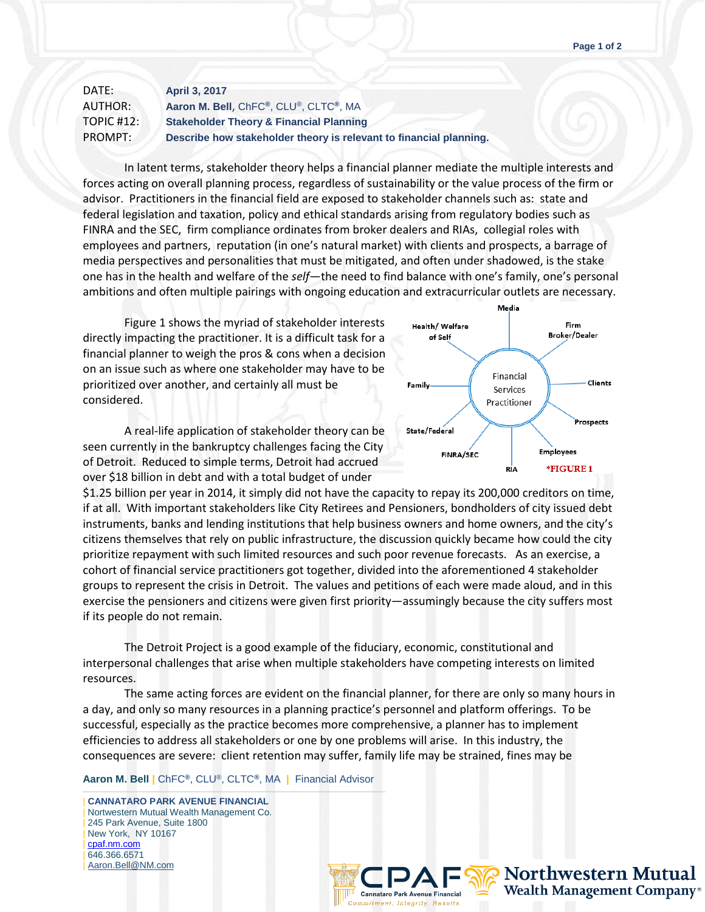| | |
|---|---|
| DATE: | **April 3, 2017** |
| AUTHOR: | **Aaron M. Bell**, ChFC®, CLU®, CLTC®, MA |
| TOPIC #12: | **Stakeholder Theory & Financial Planning** |
| PROMPT: | **Describe how stakeholder theory is relevant to financial planning.** |

In latent terms, stakeholder theory helps a financial planner mediate the multiple interests and forces acting on overall planning process, regardless of sustainability or the value process of the firm or advisor. Practitioners in the financial field are exposed to stakeholder channels such as: state and federal legislation and taxation, policy and ethical standards arising from regulatory bodies such as FINRA and the SEC, firm compliance ordinates from broker dealers and RIAs, collegial roles with employees and partners, reputation (in one's natural market) with clients and prospects, a barrage of media perspectives and personalities that must be mitigated, and often under shadowed, is the stake one has in the health and welfare of the *self*—the need to find balance with one's family, one's personal ambitions and often multiple pairings with ongoing education and extracurricular outlets are necessary.

Figure 1 shows the myriad of stakeholder interests directly impacting the practitioner. It is a difficult task for a financial planner to weigh the pros & cons when a decision on an issue such as where one stakeholder may have to be prioritized over another, and certainly all must be considered.

Financial Services Practitioner — Media; Firm Broker/Dealer; Clients; Prospects; Employees; RIA; FINRA/SEC; State/Federal; Family; Health/ Welfare of Self

*FIGURE 1

A real-life application of stakeholder theory can be seen currently in the bankruptcy challenges facing the City of Detroit. Reduced to simple terms, Detroit had accrued over $18 billion in debt and with a total budget of under $1.25 billion per year in 2014, it simply did not have the capacity to repay its 200,000 creditors on time, if at all. With important stakeholders like City Retirees and Pensioners, bondholders of city issued debt instruments, banks and lending institutions that help business owners and home owners, and the city's citizens themselves that rely on public infrastructure, the discussion quickly became how could the city prioritize repayment with such limited resources and such poor revenue forecasts. As an exercise, a cohort of financial service practitioners got together, divided into the aforementioned 4 stakeholder groups to represent the crisis in Detroit. The values and petitions of each were made aloud, and in this exercise the pensioners and citizens were given first priority—assumingly because the city suffers most if its people do not remain.

The Detroit Project is a good example of the fiduciary, economic, constitutional and interpersonal challenges that arise when multiple stakeholders have competing interests on limited resources.

The same acting forces are evident on the financial planner, for there are only so many hours in a day, and only so many resources in a planning practice's personnel and platform offerings. To be successful, especially as the practice becomes more comprehensive, a planner has to implement efficiencies to address all stakeholders or one by one problems will arise. In this industry, the consequences are severe: client retention may suffer, family life may be strained, fines may be

**Aaron M. Bell** | ChFC®, CLU®, CLTC®, MA | Financial Advisor

| **CANNATARO PARK AVENUE FINANCIAL**
| Nortwestern Mutual Wealth Management Co.
| 245 Park Avenue, Suite 1800
| New York, NY 10167
| cpaf.nm.com
| 646.366.6571
| Aaron.Bell@NM.com

CPAF Cannataro Park Avenue Financial — Commitment. Integrity. Results.
Northwestern Mutual Wealth Management Company®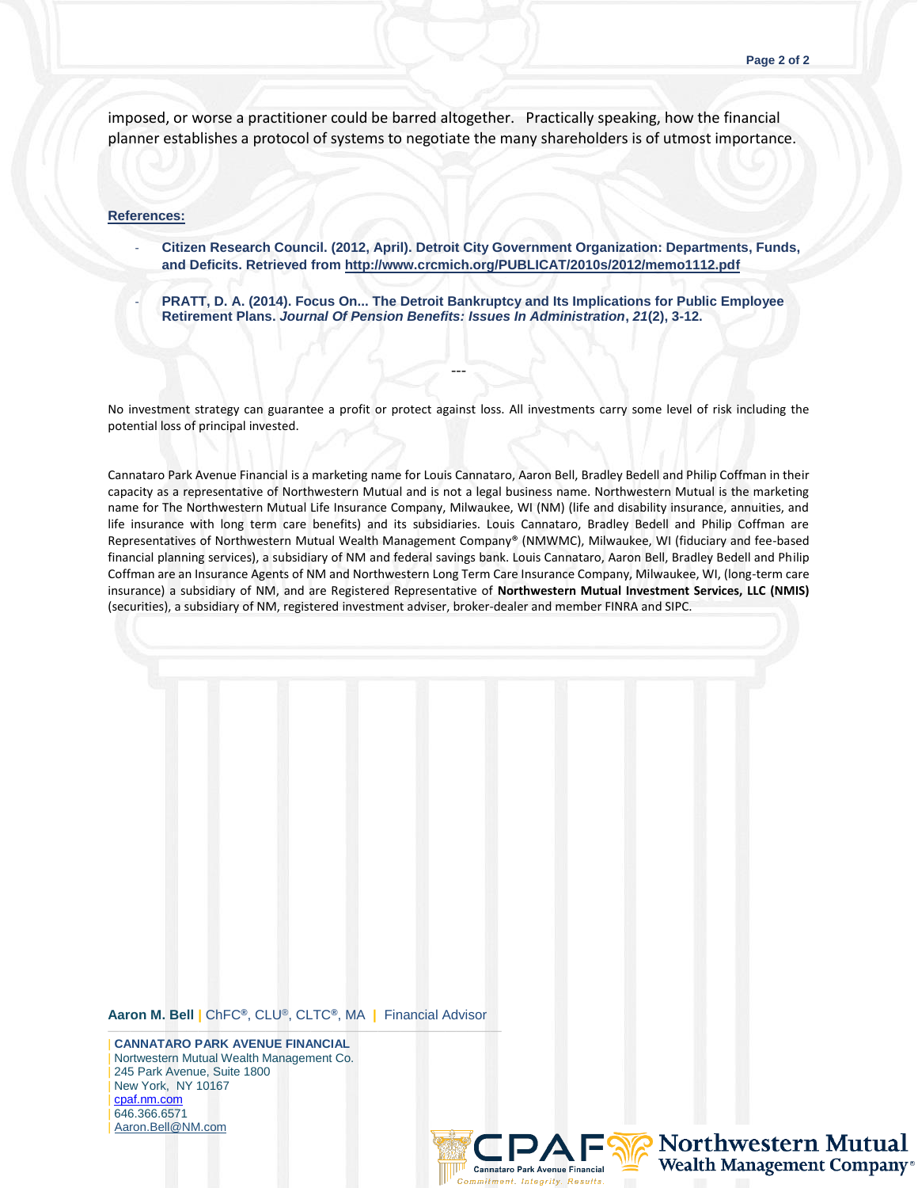imposed, or worse a practitioner could be barred altogether. Practically speaking, how the financial planner establishes a protocol of systems to negotiate the many shareholders is of utmost importance.

**References:**

- **Citizen Research Council. (2012, April). Detroit City Government Organization: Departments, Funds, and Deficits. Retrieved from http://www.crcmich.org/PUBLICAT/2010s/2012/memo1112.pdf**
- **PRATT, D. A. (2014). Focus On... The Detroit Bankruptcy and Its Implications for Public Employee Retirement Plans. *Journal Of Pension Benefits: Issues In Administration*, *21*(2), 3-12.**

---

No investment strategy can guarantee a profit or protect against loss. All investments carry some level of risk including the potential loss of principal invested.

Cannataro Park Avenue Financial is a marketing name for Louis Cannataro, Aaron Bell, Bradley Bedell and Philip Coffman in their capacity as a representative of Northwestern Mutual and is not a legal business name. Northwestern Mutual is the marketing name for The Northwestern Mutual Life Insurance Company, Milwaukee, WI (NM) (life and disability insurance, annuities, and life insurance with long term care benefits) and its subsidiaries. Louis Cannataro, Bradley Bedell and Philip Coffman are Representatives of Northwestern Mutual Wealth Management Company® (NMWMC), Milwaukee, WI (fiduciary and fee-based financial planning services), a subsidiary of NM and federal savings bank. Louis Cannataro, Aaron Bell, Bradley Bedell and Philip Coffman are an Insurance Agents of NM and Northwestern Long Term Care Insurance Company, Milwaukee, WI, (long-term care insurance) a subsidiary of NM, and are Registered Representative of **Northwestern Mutual Investment Services, LLC (NMIS)** (securities), a subsidiary of NM, registered investment adviser, broker-dealer and member FINRA and SIPC.

**Aaron M. Bell** | ChFC®, CLU®, CLTC®, MA | Financial Advisor

| **CANNATARO PARK AVENUE FINANCIAL**
| Nortwestern Mutual Wealth Management Co.
| 245 Park Avenue, Suite 1800
| New York, NY 10167
| cpaf.nm.com
| 646.366.6571
| Aaron.Bell@NM.com

CPAF Cannataro Park Avenue Financial
Commitment. Integrity. Results.

Northwestern Mutual Wealth Management Company®